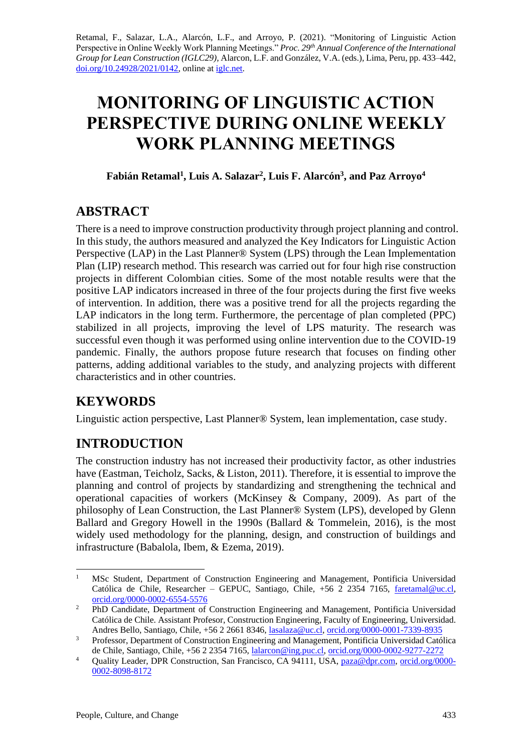Retamal, F., Salazar, L.A., Alarcón, L.F., and Arroyo, P. (2021). "Monitoring of Linguistic Action Perspective in Online Weekly Work Planning Meetings." *Proc. 29th Annual Conference of the International Group for Lean Construction (IGLC29),* Alarcon, L.F. and González, V.A. (eds.), Lima, Peru, pp. 433–442, doi.org/10.24928/2021/0142, online at iglc.net.

# MONITORING OF LINGUISTIC ACTION PERSPECTIVE DURING ONLINE WEEKLY WORK PLANNING MEETINGS

**Fabián Retamal[1], Luis A. Salazar[2], Luis F. Alarcón[3], and Paz Arroyo[4]**

## ABSTRACT

There is a need to improve construction productivity through project planning and control. In this study, the authors measured and analyzed the Key Indicators for Linguistic Action Perspective (LAP) in the Last Planner® System (LPS) through the Lean Implementation Plan (LIP) research method. This research was carried out for four high rise construction projects in different Colombian cities. Some of the most notable results were that the positive LAP indicators increased in three of the four projects during the first five weeks of intervention. In addition, there was a positive trend for all the projects regarding the LAP indicators in the long term. Furthermore, the percentage of plan completed (PPC) stabilized in all projects, improving the level of LPS maturity. The research was successful even though it was performed using online intervention due to the COVID-19 pandemic. Finally, the authors propose future research that focuses on finding other patterns, adding additional variables to the study, and analyzing projects with different characteristics and in other countries.

## KEYWORDS

Linguistic action perspective, Last Planner® System, lean implementation, case study.

## INTRODUCTION

The construction industry has not increased their productivity factor, as other industries have (Eastman, Teicholz, Sacks, & Liston, 2011). Therefore, it is essential to improve the planning and control of projects by standardizing and strengthening the technical and operational capacities of workers (McKinsey & Company, 2009). As part of the philosophy of Lean Construction, the Last Planner® System (LPS), developed by Glenn Ballard and Gregory Howell in the 1990s (Ballard & Tommelein, 2016), is the most widely used methodology for the planning, design, and construction of buildings and infrastructure (Babalola, Ibem, & Ezema, 2019).

---

[1] MSc Student, Department of Construction Engineering and Management, Pontificia Universidad Católica de Chile, Researcher – GEPUC, Santiago, Chile, +56 2 2354 7165, faretamal@uc.cl, orcid.org/0000-0002-6554-5576

[2] PhD Candidate, Department of Construction Engineering and Management, Pontificia Universidad Católica de Chile. Assistant Profesor, Construction Engineering, Faculty of Engineering, Universidad. Andres Bello, Santiago, Chile, +56 2 2661 8346, lasalaza@uc.cl, orcid.org/0000-0001-7339-8935

[3] Professor, Department of Construction Engineering and Management, Pontificia Universidad Católica de Chile, Santiago, Chile, +56 2 2354 7165, lalarcon@ing.puc.cl, orcid.org/0000-0002-9277-2272

[4] Quality Leader, DPR Construction, San Francisco, CA 94111, USA, paza@dpr.com, orcid.org/0000-0002-8098-8172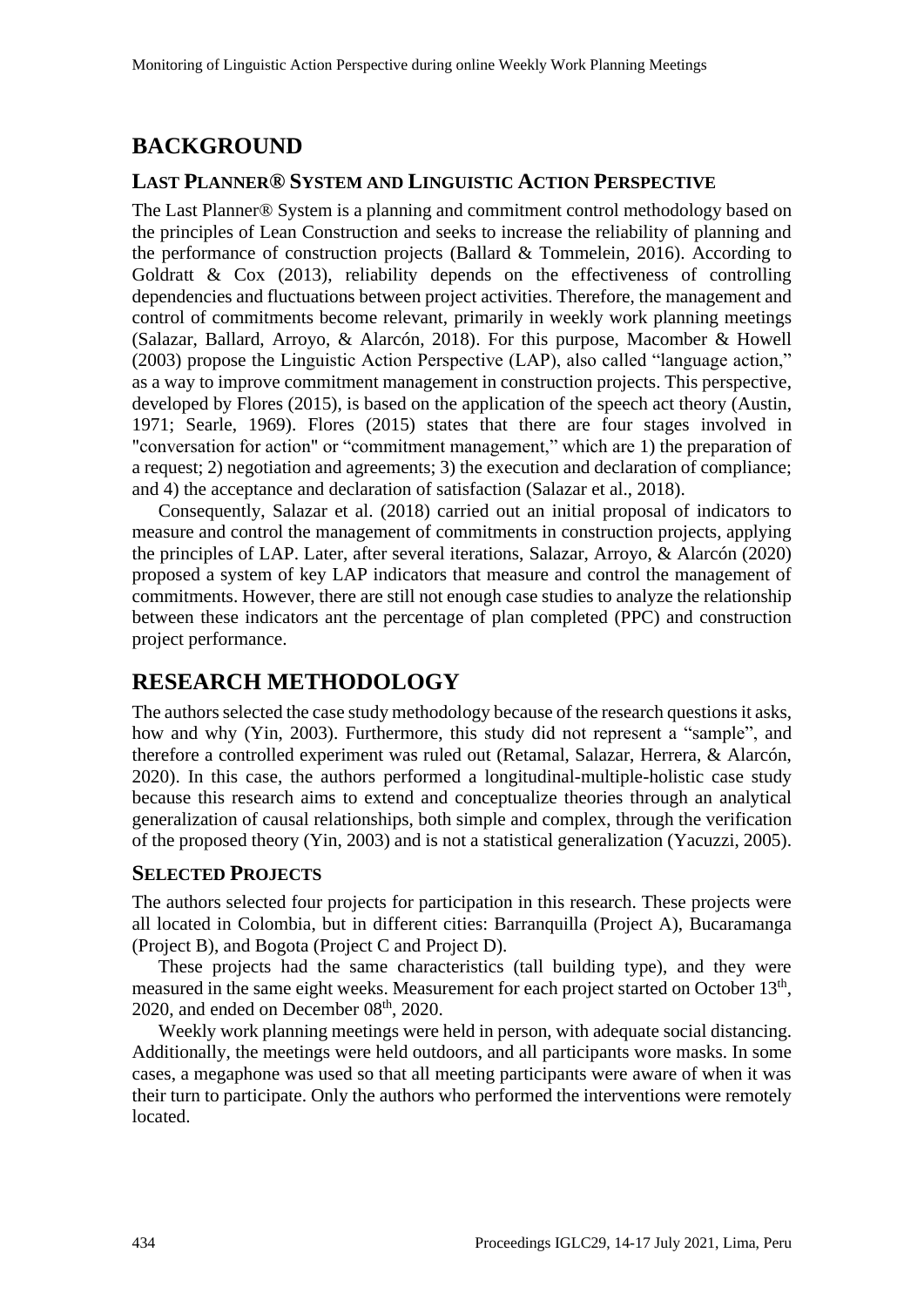# BACKGROUND

## LAST PLANNER® SYSTEM AND LINGUISTIC ACTION PERSPECTIVE

The Last Planner® System is a planning and commitment control methodology based on the principles of Lean Construction and seeks to increase the reliability of planning and the performance of construction projects (Ballard & Tommelein, 2016). According to Goldratt & Cox (2013), reliability depends on the effectiveness of controlling dependencies and fluctuations between project activities. Therefore, the management and control of commitments become relevant, primarily in weekly work planning meetings (Salazar, Ballard, Arroyo, & Alarcón, 2018). For this purpose, Macomber & Howell (2003) propose the Linguistic Action Perspective (LAP), also called "language action," as a way to improve commitment management in construction projects. This perspective, developed by Flores (2015), is based on the application of the speech act theory (Austin, 1971; Searle, 1969). Flores (2015) states that there are four stages involved in "conversation for action" or "commitment management," which are 1) the preparation of a request; 2) negotiation and agreements; 3) the execution and declaration of compliance; and 4) the acceptance and declaration of satisfaction (Salazar et al., 2018).

Consequently, Salazar et al. (2018) carried out an initial proposal of indicators to measure and control the management of commitments in construction projects, applying the principles of LAP. Later, after several iterations, Salazar, Arroyo, & Alarcón (2020) proposed a system of key LAP indicators that measure and control the management of commitments. However, there are still not enough case studies to analyze the relationship between these indicators ant the percentage of plan completed (PPC) and construction project performance.

# RESEARCH METHODOLOGY

The authors selected the case study methodology because of the research questions it asks, how and why (Yin, 2003). Furthermore, this study did not represent a "sample", and therefore a controlled experiment was ruled out (Retamal, Salazar, Herrera, & Alarcón, 2020). In this case, the authors performed a longitudinal-multiple-holistic case study because this research aims to extend and conceptualize theories through an analytical generalization of causal relationships, both simple and complex, through the verification of the proposed theory (Yin, 2003) and is not a statistical generalization (Yacuzzi, 2005).

## SELECTED PROJECTS

The authors selected four projects for participation in this research. These projects were all located in Colombia, but in different cities: Barranquilla (Project A), Bucaramanga (Project B), and Bogota (Project C and Project D).

These projects had the same characteristics (tall building type), and they were measured in the same eight weeks. Measurement for each project started on October 13th, 2020, and ended on December 08th, 2020.

Weekly work planning meetings were held in person, with adequate social distancing. Additionally, the meetings were held outdoors, and all participants wore masks. In some cases, a megaphone was used so that all meeting participants were aware of when it was their turn to participate. Only the authors who performed the interventions were remotely located.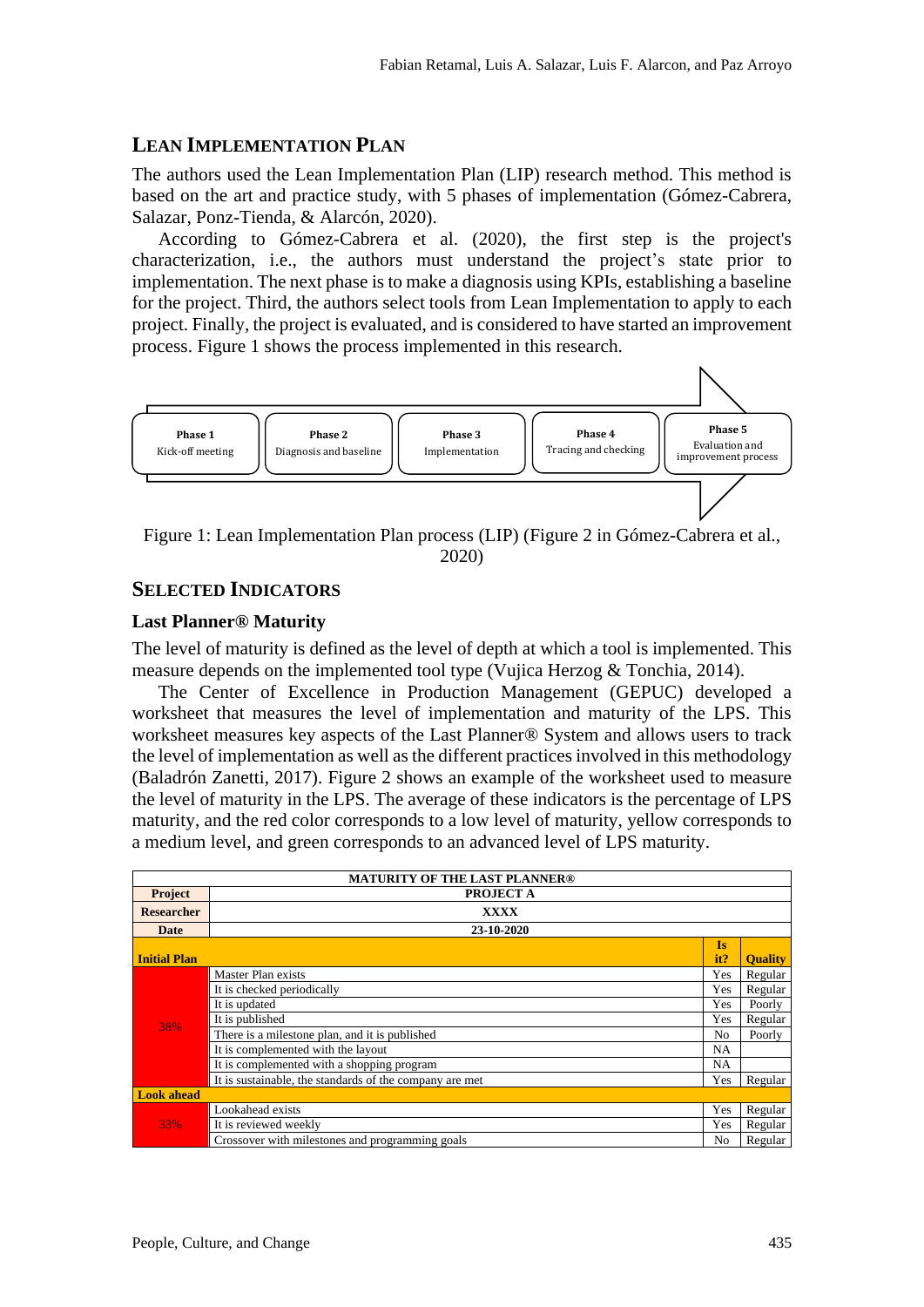## LEAN IMPLEMENTATION PLAN

The authors used the Lean Implementation Plan (LIP) research method. This method is based on the art and practice study, with 5 phases of implementation (Gómez-Cabrera, Salazar, Ponz-Tienda, & Alarcón, 2020).

According to Gómez-Cabrera et al. (2020), the first step is the project's characterization, i.e., the authors must understand the project's state prior to implementation. The next phase is to make a diagnosis using KPIs, establishing a baseline for the project. Third, the authors select tools from Lean Implementation to apply to each project. Finally, the project is evaluated, and is considered to have started an improvement process. Figure 1 shows the process implemented in this research.

| Phase 1 | Phase 2 | Phase 3 | Phase 4 | Phase 5 |
|---|---|---|---|---|
| Kick-off meeting | Diagnosis and baseline | Implementation | Tracing and checking | Evaluation and improvement process |

Figure 1: Lean Implementation Plan process (LIP) (Figure 2 in Gómez-Cabrera et al., 2020)

## SELECTED INDICATORS

### Last Planner® Maturity

The level of maturity is defined as the level of depth at which a tool is implemented. This measure depends on the implemented tool type (Vujica Herzog & Tonchia, 2014).

The Center of Excellence in Production Management (GEPUC) developed a worksheet that measures the level of implementation and maturity of the LPS. This worksheet measures key aspects of the Last Planner® System and allows users to track the level of implementation as well as the different practices involved in this methodology (Baladrón Zanetti, 2017). Figure 2 shows an example of the worksheet used to measure the level of maturity in the LPS. The average of these indicators is the percentage of LPS maturity, and the red color corresponds to a low level of maturity, yellow corresponds to a medium level, and green corresponds to an advanced level of LPS maturity.

| MATURITY OF THE LAST PLANNER® | | | |
|---|---|---|---|
| **Project** | **PROJECT A** | | |
| **Researcher** | **XXXX** | | |
| **Date** | **23-10-2020** | | |
| **Initial Plan** | | **Is it?** | **Quality** |
| 38% | Master Plan exists | Yes | Regular |
| | It is checked periodically | Yes | Regular |
| | It is updated | Yes | Poorly |
| | It is published | Yes | Regular |
| | There is a milestone plan, and it is published | No | Poorly |
| | It is complemented with the layout | NA | |
| | It is complemented with a shopping program | NA | |
| | It is sustainable, the standards of the company are met | Yes | Regular |
| **Look ahead** | | | |
| 33% | Lookahead exists | Yes | Regular |
| | It is reviewed weekly | Yes | Regular |
| | Crossover with milestones and programming goals | No | Regular |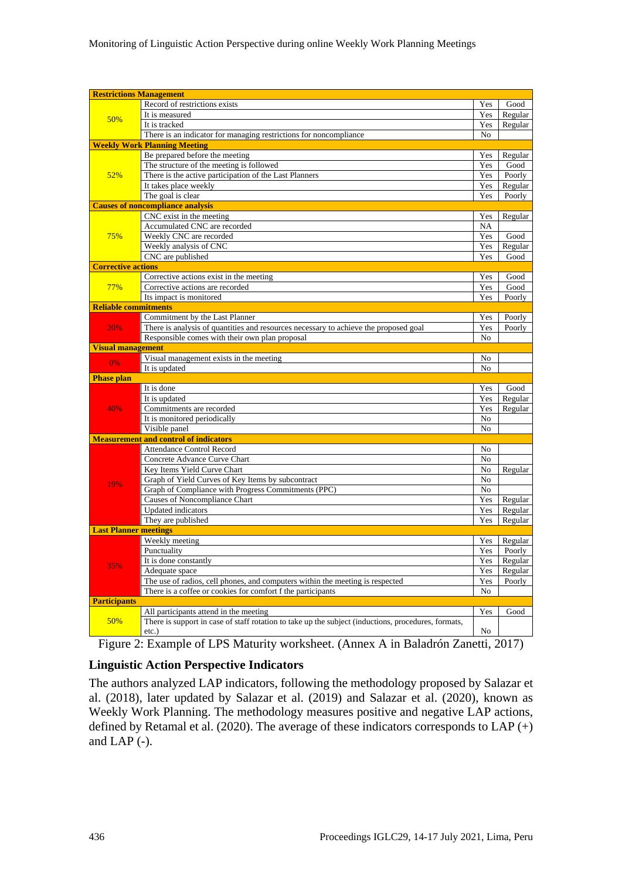| | | | |
|---|---|---|---|
| **Restrictions Management** | | | |
| 50% | Record of restrictions exists | Yes | Good |
| | It is measured | Yes | Regular |
| | It is tracked | Yes | Regular |
| | There is an indicator for managing restrictions for noncompliance | No | |
| **Weekly Work Planning Meeting** | | | |
| 52% | Be prepared before the meeting | Yes | Regular |
| | The structure of the meeting is followed | Yes | Good |
| | There is the active participation of the Last Planners | Yes | Poorly |
| | It takes place weekly | Yes | Regular |
| | The goal is clear | Yes | Poorly |
| **Causes of noncompliance analysis** | | | |
| 75% | CNC exist in the meeting | Yes | Regular |
| | Accumulated CNC are recorded | NA | |
| | Weekly CNC are recorded | Yes | Good |
| | Weekly analysis of CNC | Yes | Regular |
| | CNC are published | Yes | Good |
| **Corrective actions** | | | |
| 77% | Corrective actions exist in the meeting | Yes | Good |
| | Corrective actions are recorded | Yes | Good |
| | Its impact is monitored | Yes | Poorly |
| **Reliable commitments** | | | |
| 20% | Commitment by the Last Planner | Yes | Poorly |
| | There is analysis of quantities and resources necessary to achieve the proposed goal | Yes | Poorly |
| | Responsible comes with their own plan proposal | No | |
| **Visual management** | | | |
| 0% | Visual management exists in the meeting | No | |
| | It is updated | No | |
| **Phase plan** | | | |
| 40% | It is done | Yes | Good |
| | It is updated | Yes | Regular |
| | Commitments are recorded | Yes | Regular |
| | It is monitored periodically | No | |
| | Visible panel | No | |
| **Measurement and control of indicators** | | | |
| 19% | Attendance Control Record | No | |
| | Concrete Advance Curve Chart | No | |
| | Key Items Yield Curve Chart | No | Regular |
| | Graph of Yield Curves of Key Items by subcontract | No | |
| | Graph of Compliance with Progress Commitments (PPC) | No | |
| | Causes of Noncompliance Chart | Yes | Regular |
| | Updated indicators | Yes | Regular |
| | They are published | Yes | Regular |
| **Last Planner meetings** | | | |
| 35% | Weekly meeting | Yes | Regular |
| | Punctuality | Yes | Poorly |
| | It is done constantly | Yes | Regular |
| | Adequate space | Yes | Regular |
| | The use of radios, cell phones, and computers within the meeting is respected | Yes | Poorly |
| | There is a coffee or cookies for comfort f the participants | No | |
| **Participants** | | | |
| 50% | All participants attend in the meeting | Yes | Good |
| | There is support in case of staff rotation to take up the subject (inductions, procedures, formats, etc.) | No | |

Figure 2: Example of LPS Maturity worksheet. (Annex A in Baladrón Zanetti, 2017)

## Linguistic Action Perspective Indicators

The authors analyzed LAP indicators, following the methodology proposed by Salazar et al. (2018), later updated by Salazar et al. (2019) and Salazar et al. (2020), known as Weekly Work Planning. The methodology measures positive and negative LAP actions, defined by Retamal et al. (2020). The average of these indicators corresponds to LAP (+) and LAP (-).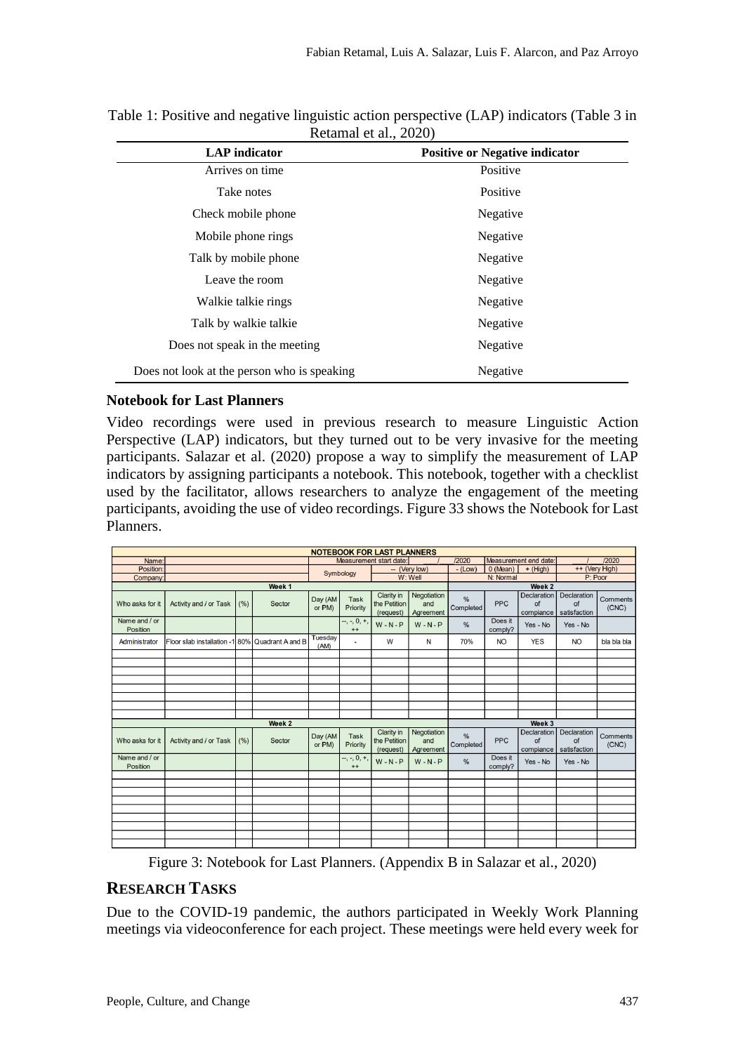Table 1: Positive and negative linguistic action perspective (LAP) indicators (Table 3 in Retamal et al., 2020)

| LAP indicator | Positive or Negative indicator |
|---|---|
| Arrives on time | Positive |
| Take notes | Positive |
| Check mobile phone | Negative |
| Mobile phone rings | Negative |
| Talk by mobile phone | Negative |
| Leave the room | Negative |
| Walkie talkie rings | Negative |
| Talk by walkie talkie | Negative |
| Does not speak in the meeting | Negative |
| Does not look at the person who is speaking | Negative |

### Notebook for Last Planners

Video recordings were used in previous research to measure Linguistic Action Perspective (LAP) indicators, but they turned out to be very invasive for the meeting participants. Salazar et al. (2020) propose a way to simplify the measurement of LAP indicators by assigning participants a notebook. This notebook, together with a checklist used by the facilitator, allows researchers to analyze the engagement of the meeting participants, avoiding the use of video recordings. Figure 33 shows the Notebook for Last Planners.

| NOTEBOOK FOR LAST PLANNERS | | | | | | | | | | | | |
|---|---|---|---|---|---|---|---|---|---|---|---|---|
| Name: | | | | Measurement start date: | | / | /2020 | Measurement end date: | | | / | /2020 |
| Position: | | | | Symbology | | -- (Very low) | | - (Low) | 0 (Mean) | + (High) | ++ (Very High) | |
| Company: | | | | | | W: Well | | N: Normal | | | P: Poor | |
| Week 1 | | | | | | | | Week 2 | | | | |
| Who asks for it | Activity and / or Task | (%) | Sector | Day (AM or PM) | Task Priority | Clarity in the Petition (request) | Negotiation and Agreement | % Completed | PPC | Declaration of compiance | Declaration of satisfaction | Comments (CNC) |
| Name and / or Position | | | | | --, -, 0, +, ++ | W - N - P | W - N - P | % | Does it comply? | Yes - No | Yes - No | |
| Administrator | Floor slab installation -1 | 80% | Quadrant A and B | Tuesday (AM) | - | W | N | 70% | NO | YES | NO | bla bla bla |
| | | | | | | | | | | | | |
| Week 2 | | | | | | | | Week 3 | | | | |
| Who asks for it | Activity and / or Task | (%) | Sector | Day (AM or PM) | Task Priority | Clarity in the Petition (request) | Negotiation and Agreement | % Completed | PPC | Declaration of compiance | Declaration of satisfaction | Comments (CNC) |
| Name and / or Position | | | | | --, -, 0, +, ++ | W - N - P | W - N - P | % | Does it comply? | Yes - No | Yes - No | |
| | | | | | | | | | | | | |

Figure 3: Notebook for Last Planners. (Appendix B in Salazar et al., 2020)

## RESEARCH TASKS

Due to the COVID-19 pandemic, the authors participated in Weekly Work Planning meetings via videoconference for each project. These meetings were held every week for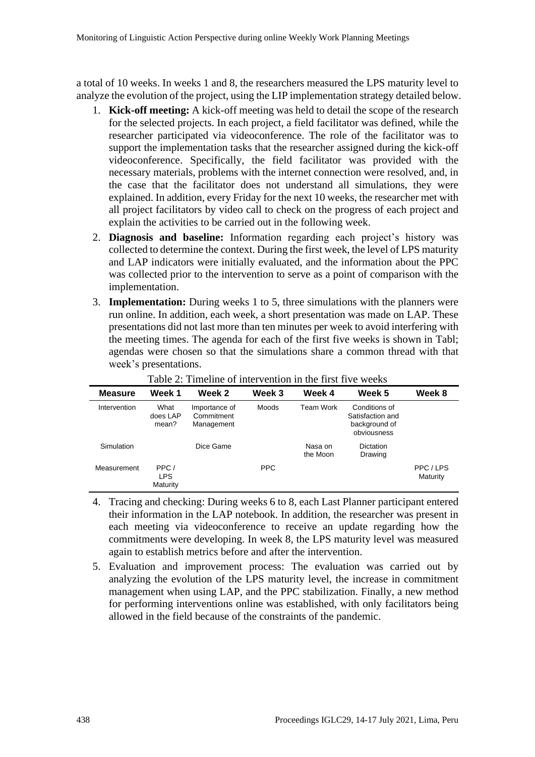a total of 10 weeks. In weeks 1 and 8, the researchers measured the LPS maturity level to analyze the evolution of the project, using the LIP implementation strategy detailed below.

1. **Kick-off meeting:** A kick-off meeting was held to detail the scope of the research for the selected projects. In each project, a field facilitator was defined, while the researcher participated via videoconference. The role of the facilitator was to support the implementation tasks that the researcher assigned during the kick-off videoconference. Specifically, the field facilitator was provided with the necessary materials, problems with the internet connection were resolved, and, in the case that the facilitator does not understand all simulations, they were explained. In addition, every Friday for the next 10 weeks, the researcher met with all project facilitators by video call to check on the progress of each project and explain the activities to be carried out in the following week.
2. **Diagnosis and baseline:** Information regarding each project's history was collected to determine the context. During the first week, the level of LPS maturity and LAP indicators were initially evaluated, and the information about the PPC was collected prior to the intervention to serve as a point of comparison with the implementation.
3. **Implementation:** During weeks 1 to 5, three simulations with the planners were run online. In addition, each week, a short presentation was made on LAP. These presentations did not last more than ten minutes per week to avoid interfering with the meeting times. The agenda for each of the first five weeks is shown in Tabl; agendas were chosen so that the simulations share a common thread with that week's presentations.

Table 2: Timeline of intervention in the first five weeks

| Measure | Week 1 | Week 2 | Week 3 | Week 4 | Week 5 | Week 8 |
|---|---|---|---|---|---|---|
| Intervention | What does LAP mean? | Importance of Commitment Management | Moods | Team Work | Conditions of Satisfaction and background of obviousness | |
| Simulation | | Dice Game | | Nasa on the Moon | Dictation Drawing | |
| Measurement | PPC / LPS Maturity | | PPC | | | PPC / LPS Maturity |

4. Tracing and checking: During weeks 6 to 8, each Last Planner participant entered their information in the LAP notebook. In addition, the researcher was present in each meeting via videoconference to receive an update regarding how the commitments were developing. In week 8, the LPS maturity level was measured again to establish metrics before and after the intervention.
5. Evaluation and improvement process: The evaluation was carried out by analyzing the evolution of the LPS maturity level, the increase in commitment management when using LAP, and the PPC stabilization. Finally, a new method for performing interventions online was established, with only facilitators being allowed in the field because of the constraints of the pandemic.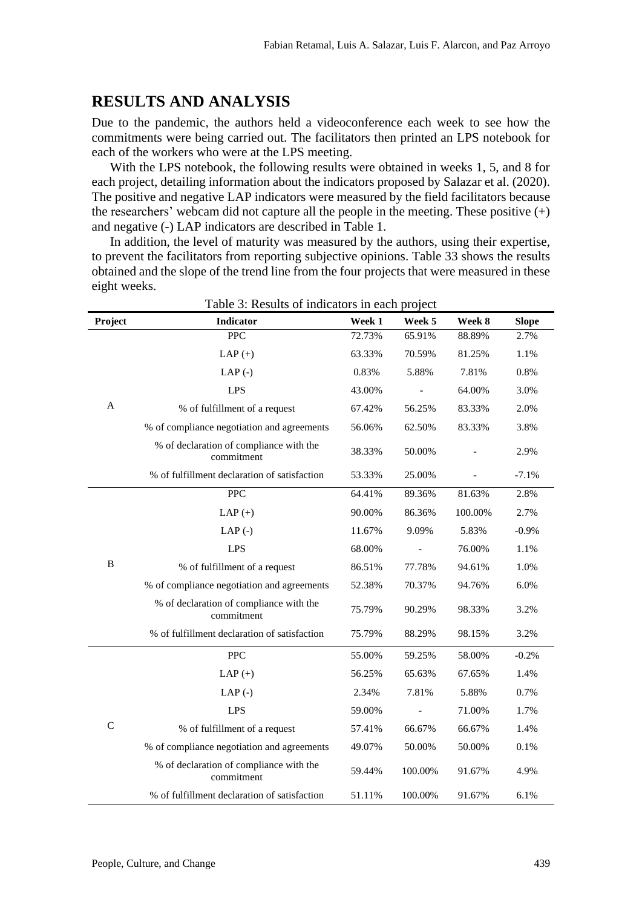## RESULTS AND ANALYSIS

Due to the pandemic, the authors held a videoconference each week to see how the commitments were being carried out. The facilitators then printed an LPS notebook for each of the workers who were at the LPS meeting.

With the LPS notebook, the following results were obtained in weeks 1, 5, and 8 for each project, detailing information about the indicators proposed by Salazar et al. (2020). The positive and negative LAP indicators were measured by the field facilitators because the researchers' webcam did not capture all the people in the meeting. These positive (+) and negative (-) LAP indicators are described in Table 1.

In addition, the level of maturity was measured by the authors, using their expertise, to prevent the facilitators from reporting subjective opinions. Table 33 shows the results obtained and the slope of the trend line from the four projects that were measured in these eight weeks.

Table 3: Results of indicators in each project

| Project | Indicator | Week 1 | Week 5 | Week 8 | Slope |
|---|---|---|---|---|---|
| A | PPC | 72.73% | 65.91% | 88.89% | 2.7% |
| | LAP (+) | 63.33% | 70.59% | 81.25% | 1.1% |
| | LAP (-) | 0.83% | 5.88% | 7.81% | 0.8% |
| | LPS | 43.00% | - | 64.00% | 3.0% |
| | % of fulfillment of a request | 67.42% | 56.25% | 83.33% | 2.0% |
| | % of compliance negotiation and agreements | 56.06% | 62.50% | 83.33% | 3.8% |
| | % of declaration of compliance with the commitment | 38.33% | 50.00% | - | 2.9% |
| | % of fulfillment declaration of satisfaction | 53.33% | 25.00% | - | -7.1% |
| B | PPC | 64.41% | 89.36% | 81.63% | 2.8% |
| | LAP (+) | 90.00% | 86.36% | 100.00% | 2.7% |
| | LAP (-) | 11.67% | 9.09% | 5.83% | -0.9% |
| | LPS | 68.00% | - | 76.00% | 1.1% |
| | % of fulfillment of a request | 86.51% | 77.78% | 94.61% | 1.0% |
| | % of compliance negotiation and agreements | 52.38% | 70.37% | 94.76% | 6.0% |
| | % of declaration of compliance with the commitment | 75.79% | 90.29% | 98.33% | 3.2% |
| | % of fulfillment declaration of satisfaction | 75.79% | 88.29% | 98.15% | 3.2% |
| C | PPC | 55.00% | 59.25% | 58.00% | -0.2% |
| | LAP (+) | 56.25% | 65.63% | 67.65% | 1.4% |
| | LAP (-) | 2.34% | 7.81% | 5.88% | 0.7% |
| | LPS | 59.00% | - | 71.00% | 1.7% |
| | % of fulfillment of a request | 57.41% | 66.67% | 66.67% | 1.4% |
| | % of compliance negotiation and agreements | 49.07% | 50.00% | 50.00% | 0.1% |
| | % of declaration of compliance with the commitment | 59.44% | 100.00% | 91.67% | 4.9% |
| | % of fulfillment declaration of satisfaction | 51.11% | 100.00% | 91.67% | 6.1% |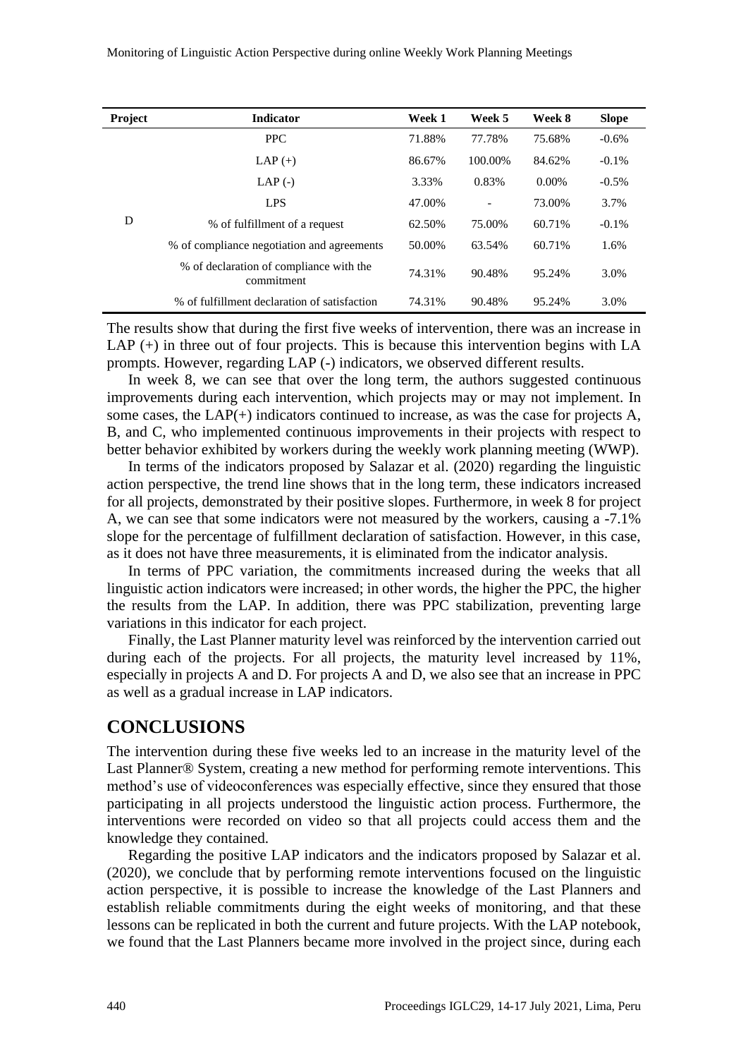| Project | Indicator | Week 1 | Week 5 | Week 8 | Slope |
| --- | --- | --- | --- | --- | --- |
| D | PPC | 71.88% | 77.78% | 75.68% | -0.6% |
| | LAP (+) | 86.67% | 100.00% | 84.62% | -0.1% |
| | LAP (-) | 3.33% | 0.83% | 0.00% | -0.5% |
| | LPS | 47.00% | - | 73.00% | 3.7% |
| | % of fulfillment of a request | 62.50% | 75.00% | 60.71% | -0.1% |
| | % of compliance negotiation and agreements | 50.00% | 63.54% | 60.71% | 1.6% |
| | % of declaration of compliance with the commitment | 74.31% | 90.48% | 95.24% | 3.0% |
| | % of fulfillment declaration of satisfaction | 74.31% | 90.48% | 95.24% | 3.0% |

The results show that during the first five weeks of intervention, there was an increase in LAP (+) in three out of four projects. This is because this intervention begins with LA prompts. However, regarding LAP (-) indicators, we observed different results.

In week 8, we can see that over the long term, the authors suggested continuous improvements during each intervention, which projects may or may not implement. In some cases, the LAP(+) indicators continued to increase, as was the case for projects A, B, and C, who implemented continuous improvements in their projects with respect to better behavior exhibited by workers during the weekly work planning meeting (WWP).

In terms of the indicators proposed by Salazar et al. (2020) regarding the linguistic action perspective, the trend line shows that in the long term, these indicators increased for all projects, demonstrated by their positive slopes. Furthermore, in week 8 for project A, we can see that some indicators were not measured by the workers, causing a -7.1% slope for the percentage of fulfillment declaration of satisfaction. However, in this case, as it does not have three measurements, it is eliminated from the indicator analysis.

In terms of PPC variation, the commitments increased during the weeks that all linguistic action indicators were increased; in other words, the higher the PPC, the higher the results from the LAP. In addition, there was PPC stabilization, preventing large variations in this indicator for each project.

Finally, the Last Planner maturity level was reinforced by the intervention carried out during each of the projects. For all projects, the maturity level increased by 11%, especially in projects A and D. For projects A and D, we also see that an increase in PPC as well as a gradual increase in LAP indicators.

## CONCLUSIONS

The intervention during these five weeks led to an increase in the maturity level of the Last Planner® System, creating a new method for performing remote interventions. This method's use of videoconferences was especially effective, since they ensured that those participating in all projects understood the linguistic action process. Furthermore, the interventions were recorded on video so that all projects could access them and the knowledge they contained.

Regarding the positive LAP indicators and the indicators proposed by Salazar et al. (2020), we conclude that by performing remote interventions focused on the linguistic action perspective, it is possible to increase the knowledge of the Last Planners and establish reliable commitments during the eight weeks of monitoring, and that these lessons can be replicated in both the current and future projects. With the LAP notebook, we found that the Last Planners became more involved in the project since, during each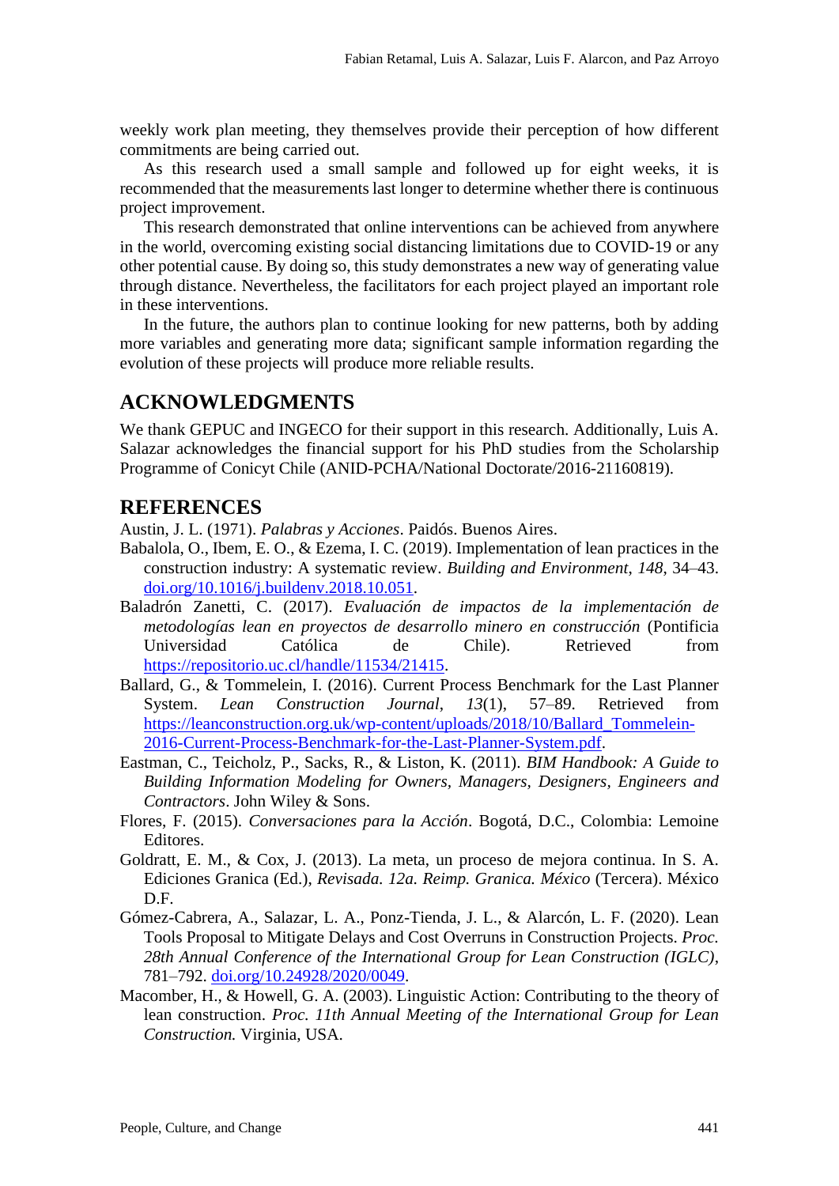weekly work plan meeting, they themselves provide their perception of how different commitments are being carried out.

As this research used a small sample and followed up for eight weeks, it is recommended that the measurements last longer to determine whether there is continuous project improvement.

This research demonstrated that online interventions can be achieved from anywhere in the world, overcoming existing social distancing limitations due to COVID-19 or any other potential cause. By doing so, this study demonstrates a new way of generating value through distance. Nevertheless, the facilitators for each project played an important role in these interventions.

In the future, the authors plan to continue looking for new patterns, both by adding more variables and generating more data; significant sample information regarding the evolution of these projects will produce more reliable results.

## ACKNOWLEDGMENTS

We thank GEPUC and INGECO for their support in this research. Additionally, Luis A. Salazar acknowledges the financial support for his PhD studies from the Scholarship Programme of Conicyt Chile (ANID-PCHA/National Doctorate/2016-21160819).

## REFERENCES

Austin, J. L. (1971). *Palabras y Acciones*. Paidós. Buenos Aires.

Babalola, O., Ibem, E. O., & Ezema, I. C. (2019). Implementation of lean practices in the construction industry: A systematic review. *Building and Environment*, *148*, 34–43. doi.org/10.1016/j.buildenv.2018.10.051.

Baladrón Zanetti, C. (2017). *Evaluación de impactos de la implementación de metodologías lean en proyectos de desarrollo minero en construcción* (Pontificia Universidad Católica de Chile). Retrieved from https://repositorio.uc.cl/handle/11534/21415.

Ballard, G., & Tommelein, I. (2016). Current Process Benchmark for the Last Planner System. *Lean Construction Journal*, *13*(1), 57–89. Retrieved from https://leanconstruction.org.uk/wp-content/uploads/2018/10/Ballard_Tommelein-2016-Current-Process-Benchmark-for-the-Last-Planner-System.pdf.

Eastman, C., Teicholz, P., Sacks, R., & Liston, K. (2011). *BIM Handbook: A Guide to Building Information Modeling for Owners, Managers, Designers, Engineers and Contractors*. John Wiley & Sons.

Flores, F. (2015). *Conversaciones para la Acción*. Bogotá, D.C., Colombia: Lemoine Editores.

Goldratt, E. M., & Cox, J. (2013). La meta, un proceso de mejora continua. In S. A. Ediciones Granica (Ed.), *Revisada. 12a. Reimp. Granica. México* (Tercera). México D.F.

Gómez-Cabrera, A., Salazar, L. A., Ponz-Tienda, J. L., & Alarcón, L. F. (2020). Lean Tools Proposal to Mitigate Delays and Cost Overruns in Construction Projects. *Proc. 28th Annual Conference of the International Group for Lean Construction (IGLC)*, 781–792. doi.org/10.24928/2020/0049.

Macomber, H., & Howell, G. A. (2003). Linguistic Action: Contributing to the theory of lean construction. *Proc. 11th Annual Meeting of the International Group for Lean Construction.* Virginia, USA.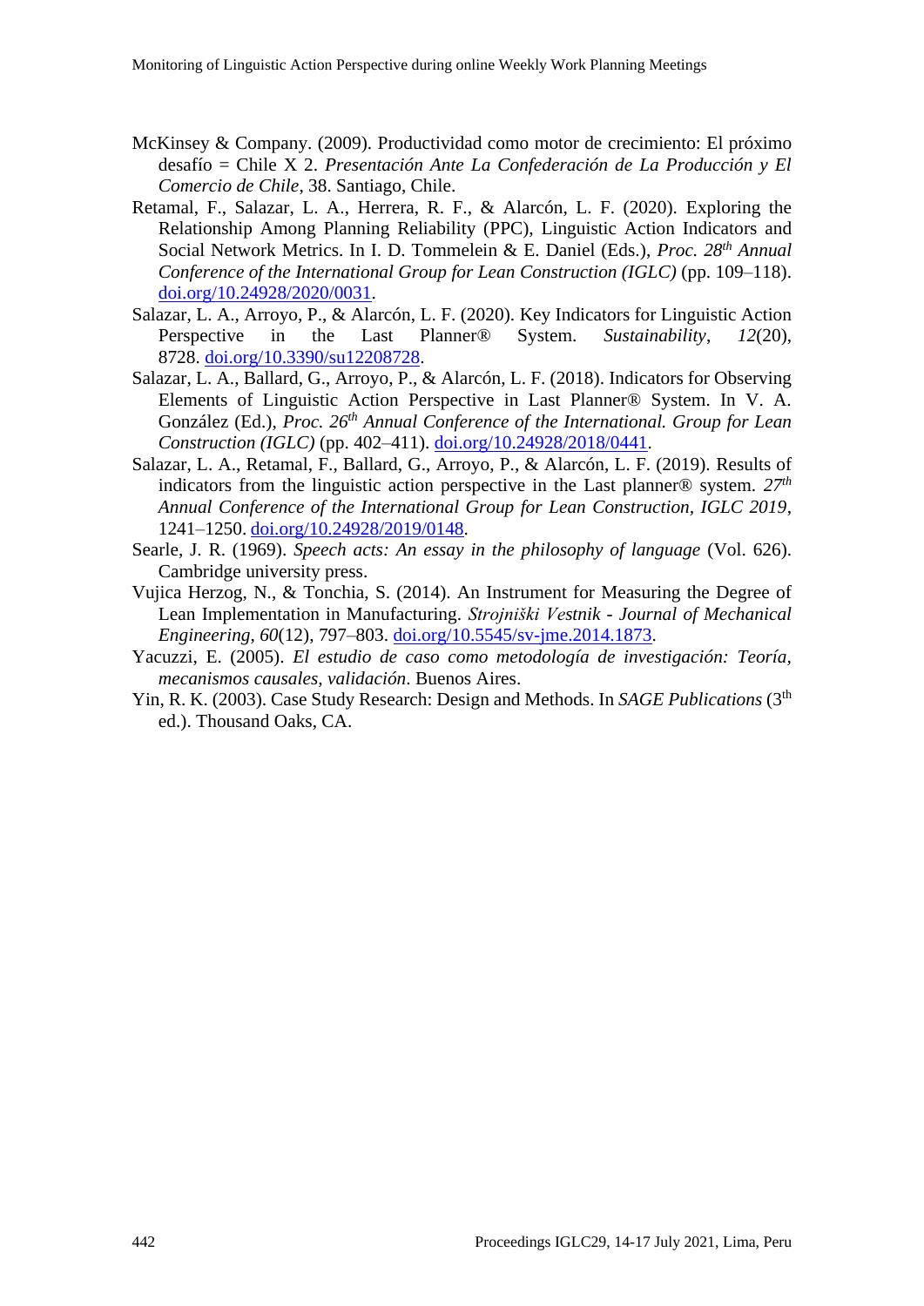McKinsey & Company. (2009). Productividad como motor de crecimiento: El próximo desafío = Chile X 2. *Presentación Ante La Confederación de La Producción y El Comercio de Chile*, 38. Santiago, Chile.

Retamal, F., Salazar, L. A., Herrera, R. F., & Alarcón, L. F. (2020). Exploring the Relationship Among Planning Reliability (PPC), Linguistic Action Indicators and Social Network Metrics. In I. D. Tommelein & E. Daniel (Eds.), *Proc. 28th Annual Conference of the International Group for Lean Construction (IGLC)* (pp. 109–118). doi.org/10.24928/2020/0031.

Salazar, L. A., Arroyo, P., & Alarcón, L. F. (2020). Key Indicators for Linguistic Action Perspective in the Last Planner® System. *Sustainability*, *12*(20), 8728. doi.org/10.3390/su12208728.

Salazar, L. A., Ballard, G., Arroyo, P., & Alarcón, L. F. (2018). Indicators for Observing Elements of Linguistic Action Perspective in Last Planner® System. In V. A. González (Ed.), *Proc. 26th Annual Conference of the International. Group for Lean Construction (IGLC)* (pp. 402–411). doi.org/10.24928/2018/0441.

Salazar, L. A., Retamal, F., Ballard, G., Arroyo, P., & Alarcón, L. F. (2019). Results of indicators from the linguistic action perspective in the Last planner® system. *27th Annual Conference of the International Group for Lean Construction, IGLC 2019*, 1241–1250. doi.org/10.24928/2019/0148.

Searle, J. R. (1969). *Speech acts: An essay in the philosophy of language* (Vol. 626). Cambridge university press.

Vujica Herzog, N., & Tonchia, S. (2014). An Instrument for Measuring the Degree of Lean Implementation in Manufacturing. *Strojniški Vestnik - Journal of Mechanical Engineering*, *60*(12), 797–803. doi.org/10.5545/sv-jme.2014.1873.

Yacuzzi, E. (2005). *El estudio de caso como metodología de investigación: Teoría, mecanismos causales, validación*. Buenos Aires.

Yin, R. K. (2003). Case Study Research: Design and Methods. In *SAGE Publications* (3th ed.). Thousand Oaks, CA.